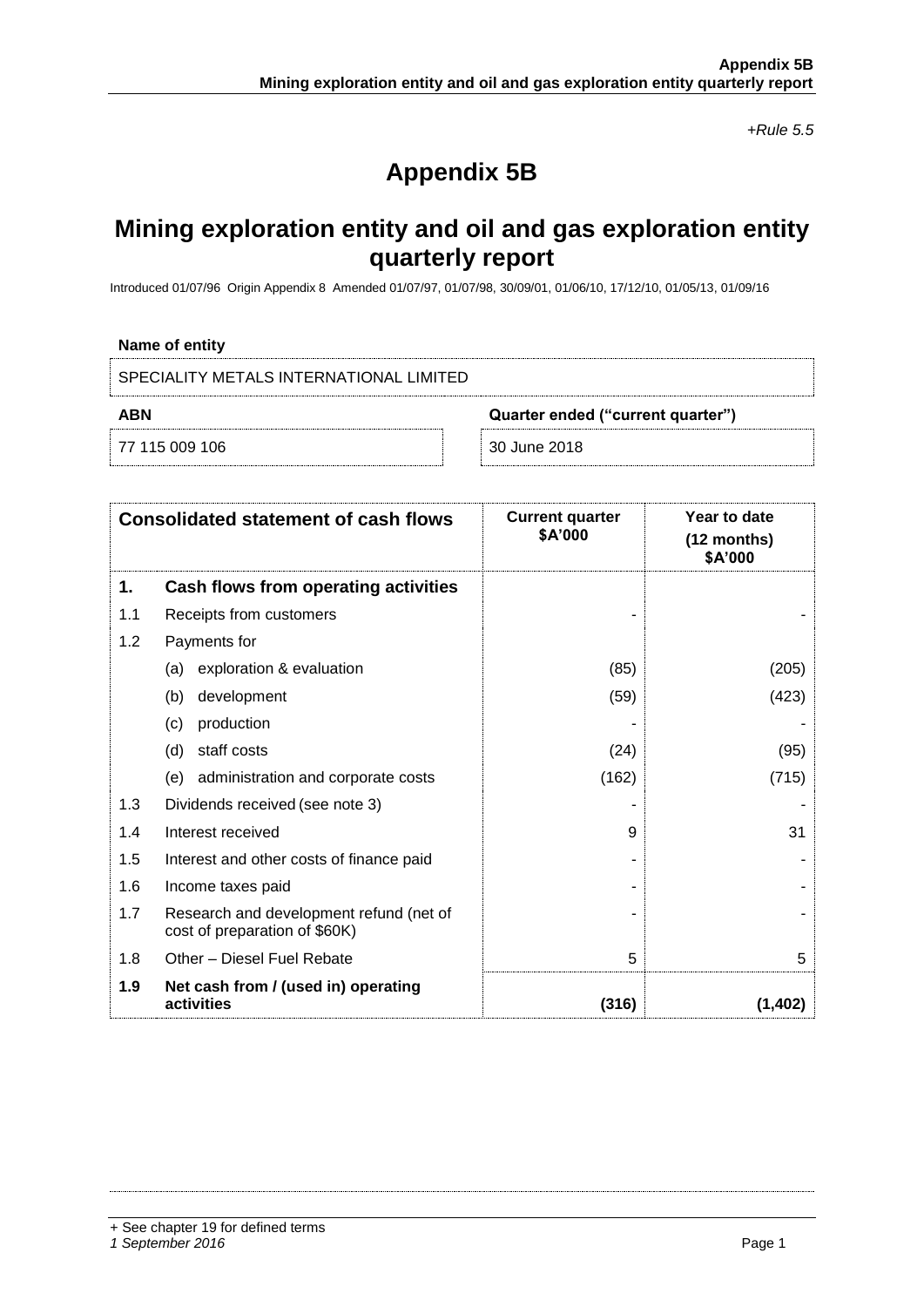*+Rule 5.5*

# Appendix 5B

## Mining exploration entity and oil and gas exploration entity quarterly report

Introduced 01/07/96 Origin Appendix 8 Amended 01/07/97, 01/07/98, 30/09/01, 01/06/10, 17/12/10, 01/05/13, 01/09/16

**Name of entity**

SPECIALITY METALS INTERNATIONAL LIMITED

| **ABN** | **Quarter ended ("current quarter")** |
|---|---|
| 77 115 009 106 | 30 June 2018 |

| **Consolidated statement of cash flows** | | **Current quarter $A'000** | **Year to date (12 months) $A'000** |
|---|---|---|---|
| **1.** | **Cash flows from operating activities** | | |
| 1.1 | Receipts from customers | - | - |
| 1.2 | Payments for | | |
| | (a) exploration & evaluation | (85) | (205) |
| | (b) development | (59) | (423) |
| | (c) production | - | - |
| | (d) staff costs | (24) | (95) |
| | (e) administration and corporate costs | (162) | (715) |
| 1.3 | Dividends received (see note 3) | - | - |
| 1.4 | Interest received | 9 | 31 |
| 1.5 | Interest and other costs of finance paid | - | - |
| 1.6 | Income taxes paid | - | - |
| 1.7 | Research and development refund (net of cost of preparation of $60K) | - | - |
| 1.8 | Other – Diesel Fuel Rebate | 5 | 5 |
| **1.9** | **Net cash from / (used in) operating activities** | **(316)** | **(1,402)** |

+ See chapter 19 for defined terms

*1 September 2016*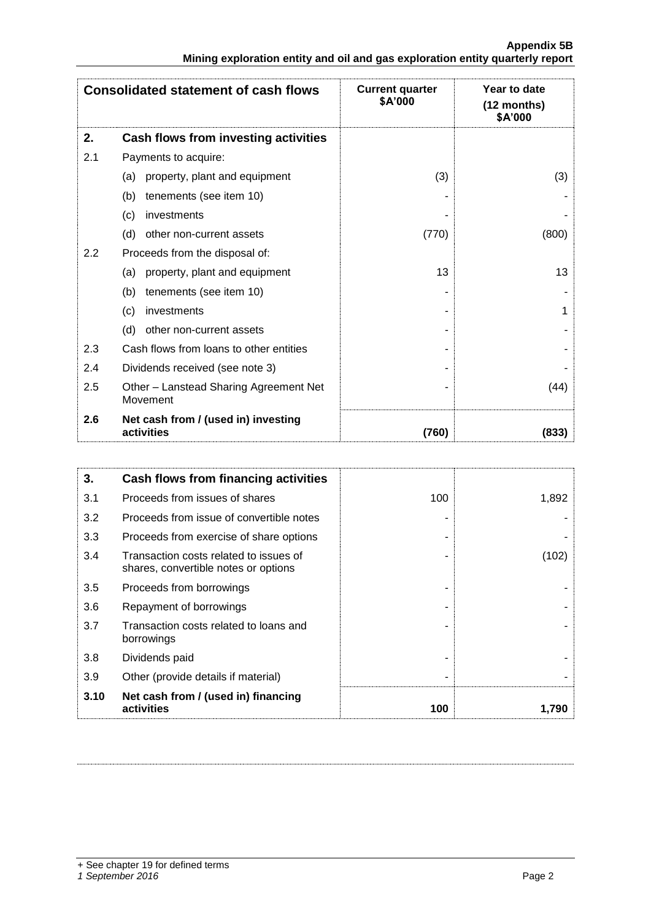| Consolidated statement of cash flows | | Current quarter $A'000 | Year to date (12 months) $A'000 |
|---|---|---|---|
| **2.** | **Cash flows from investing activities** | | |
| 2.1 | Payments to acquire: | | |
| | (a) property, plant and equipment | (3) | (3) |
| | (b) tenements (see item 10) | - | - |
| | (c) investments | - | - |
| | (d) other non-current assets | (770) | (800) |
| 2.2 | Proceeds from the disposal of: | | |
| | (a) property, plant and equipment | 13 | 13 |
| | (b) tenements (see item 10) | - | - |
| | (c) investments | - | 1 |
| | (d) other non-current assets | - | - |
| 2.3 | Cash flows from loans to other entities | - | - |
| 2.4 | Dividends received (see note 3) | - | - |
| 2.5 | Other – Lanstead Sharing Agreement Net Movement | - | (44) |
| **2.6** | **Net cash from / (used in) investing activities** | **(760)** | **(833)** |

| | | | |
|---|---|---|---|
| **3.** | **Cash flows from financing activities** | | |
| 3.1 | Proceeds from issues of shares | 100 | 1,892 |
| 3.2 | Proceeds from issue of convertible notes | - | - |
| 3.3 | Proceeds from exercise of share options | - | - |
| 3.4 | Transaction costs related to issues of shares, convertible notes or options | - | (102) |
| 3.5 | Proceeds from borrowings | - | - |
| 3.6 | Repayment of borrowings | - | - |
| 3.7 | Transaction costs related to loans and borrowings | - | - |
| 3.8 | Dividends paid | - | - |
| 3.9 | Other (provide details if material) | - | - |
| **3.10** | **Net cash from / (used in) financing activities** | **100** | **1,790** |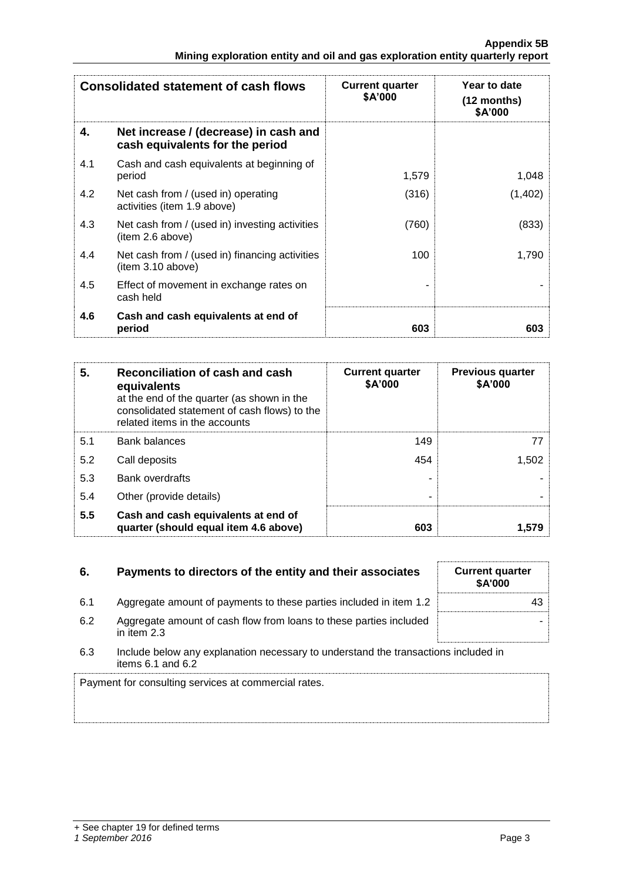| Consolidated statement of cash flows | | Current quarter $A'000 | Year to date (12 months) $A'000 |
|---|---|---|---|
| **4.** | **Net increase / (decrease) in cash and cash equivalents for the period** | | |
| 4.1 | Cash and cash equivalents at beginning of period | 1,579 | 1,048 |
| 4.2 | Net cash from / (used in) operating activities (item 1.9 above) | (316) | (1,402) |
| 4.3 | Net cash from / (used in) investing activities (item 2.6 above) | (760) | (833) |
| 4.4 | Net cash from / (used in) financing activities (item 3.10 above) | 100 | 1,790 |
| 4.5 | Effect of movement in exchange rates on cash held | - | - |
| **4.6** | **Cash and cash equivalents at end of period** | **603** | **603** |

| **5.** | **Reconciliation of cash and cash equivalents** at the end of the quarter (as shown in the consolidated statement of cash flows) to the related items in the accounts | Current quarter $A'000 | Previous quarter $A'000 |
|---|---|---|---|
| 5.1 | Bank balances | 149 | 77 |
| 5.2 | Call deposits | 454 | 1,502 |
| 5.3 | Bank overdrafts | - | - |
| 5.4 | Other (provide details) | - | - |
| **5.5** | **Cash and cash equivalents at end of quarter (should equal item 4.6 above)** | **603** | **1,579** |

| **6.** | **Payments to directors of the entity and their associates** | Current quarter $A'000 |
|---|---|---|
| 6.1 | Aggregate amount of payments to these parties included in item 1.2 | 43 |
| 6.2 | Aggregate amount of cash flow from loans to these parties included in item 2.3 | - |

6.3 Include below any explanation necessary to understand the transactions included in items 6.1 and 6.2

Payment for consulting services at commercial rates.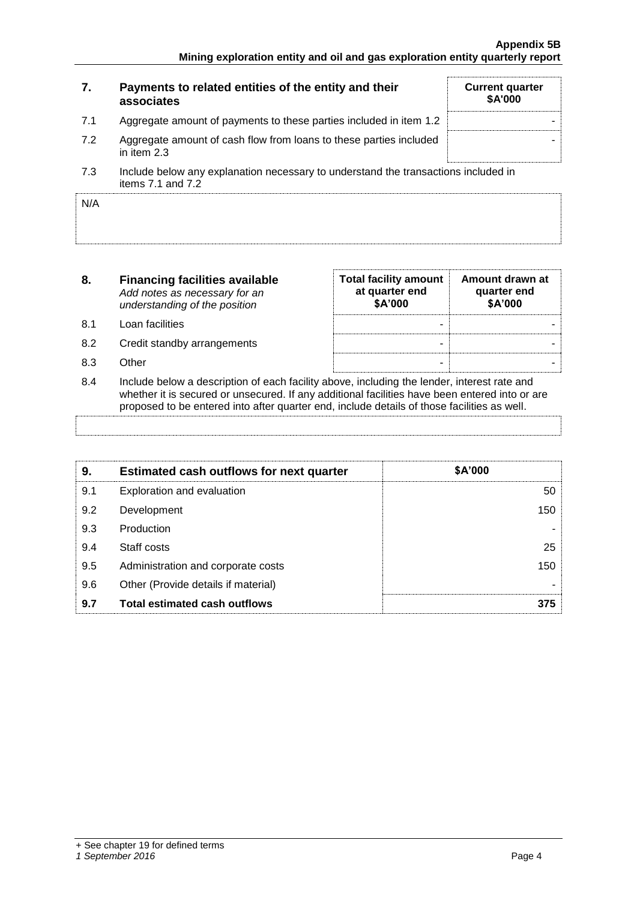| 7. | Payments to related entities of the entity and their associates | Current quarter $A'000 |
|---|---|---|
| 7.1 | Aggregate amount of payments to these parties included in item 1.2 | - |
| 7.2 | Aggregate amount of cash flow from loans to these parties included in item 2.3 | - |
| 7.3 | Include below any explanation necessary to understand the transactions included in items 7.1 and 7.2 | |

N/A

| 8. | **Financing facilities available** *Add notes as necessary for an understanding of the position* | Total facility amount at quarter end $A'000 | Amount drawn at quarter end $A'000 |
|---|---|---|---|
| 8.1 | Loan facilities | - | - |
| 8.2 | Credit standby arrangements | - | - |
| 8.3 | Other | - | - |

8.4 Include below a description of each facility above, including the lender, interest rate and whether it is secured or unsecured. If any additional facilities have been entered into or are proposed to be entered into after quarter end, include details of those facilities as well.

| 9. | Estimated cash outflows for next quarter | $A'000 |
|---|---|---|
| 9.1 | Exploration and evaluation | 50 |
| 9.2 | Development | 150 |
| 9.3 | Production | - |
| 9.4 | Staff costs | 25 |
| 9.5 | Administration and corporate costs | 150 |
| 9.6 | Other (Provide details if material) | - |
| **9.7** | **Total estimated cash outflows** | **375** |

+ See chapter 19 for defined terms

*1 September 2016*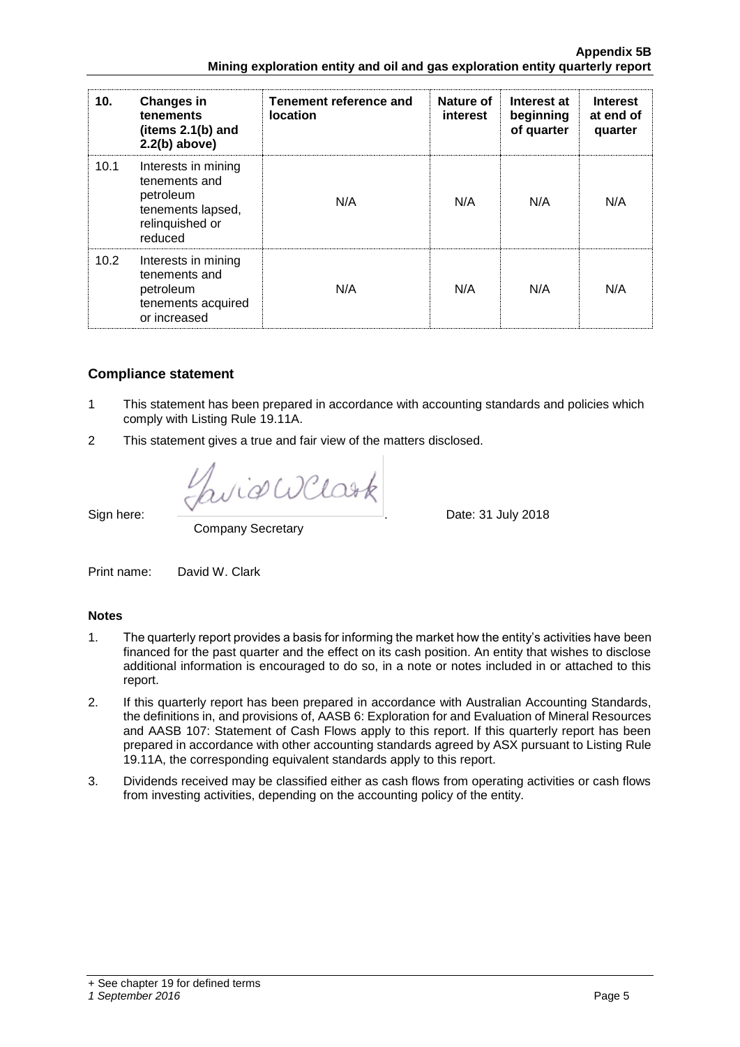| 10. | Changes in tenements (items 2.1(b) and 2.2(b) above) | Tenement reference and location | Nature of interest | Interest at beginning of quarter | Interest at end of quarter |
|---|---|---|---|---|---|
| 10.1 | Interests in mining tenements and petroleum tenements lapsed, relinquished or reduced | N/A | N/A | N/A | N/A |
| 10.2 | Interests in mining tenements and petroleum tenements acquired or increased | N/A | N/A | N/A | N/A |

## Compliance statement

1. This statement has been prepared in accordance with accounting standards and policies which comply with Listing Rule 19.11A.
2. This statement gives a true and fair view of the matters disclosed.

Sign here: ............................................ Date: 31 July 2018

Company Secretary

Print name: David W. Clark

### Notes

1. The quarterly report provides a basis for informing the market how the entity's activities have been financed for the past quarter and the effect on its cash position. An entity that wishes to disclose additional information is encouraged to do so, in a note or notes included in or attached to this report.
2. If this quarterly report has been prepared in accordance with Australian Accounting Standards, the definitions in, and provisions of, AASB 6: Exploration for and Evaluation of Mineral Resources and AASB 107: Statement of Cash Flows apply to this report. If this quarterly report has been prepared in accordance with other accounting standards agreed by ASX pursuant to Listing Rule 19.11A, the corresponding equivalent standards apply to this report.
3. Dividends received may be classified either as cash flows from operating activities or cash flows from investing activities, depending on the accounting policy of the entity.

+ See chapter 19 for defined terms